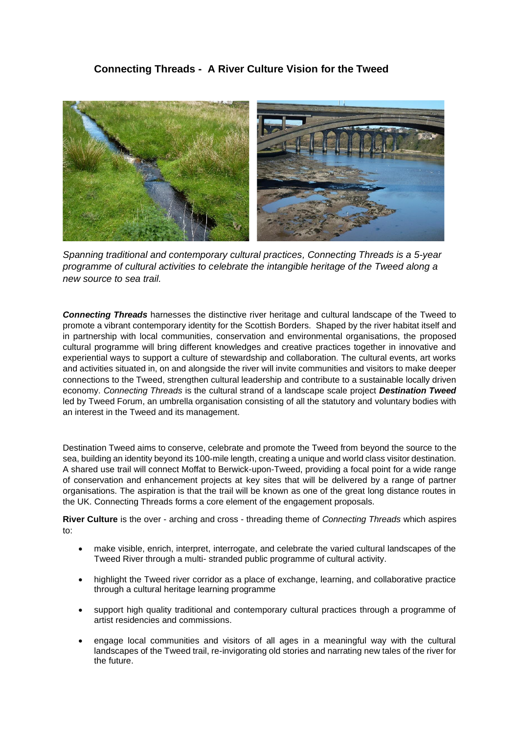# Connecting Threads - A River Culture Vision for the Tweed

*Spanning traditional and contemporary cultural practices, Connecting Threads is a 5-year programme of cultural activities to celebrate the intangible heritage of the Tweed along a new source to sea trail.*

***Connecting Threads*** harnesses the distinctive river heritage and cultural landscape of the Tweed to promote a vibrant contemporary identity for the Scottish Borders. Shaped by the river habitat itself and in partnership with local communities, conservation and environmental organisations, the proposed cultural programme will bring different knowledges and creative practices together in innovative and experiential ways to support a culture of stewardship and collaboration. The cultural events, art works and activities situated in, on and alongside the river will invite communities and visitors to make deeper connections to the Tweed, strengthen cultural leadership and contribute to a sustainable locally driven economy. *Connecting Threads* is the cultural strand of a landscape scale project ***Destination Tweed*** led by Tweed Forum, an umbrella organisation consisting of all the statutory and voluntary bodies with an interest in the Tweed and its management.

Destination Tweed aims to conserve, celebrate and promote the Tweed from beyond the source to the sea, building an identity beyond its 100-mile length, creating a unique and world class visitor destination. A shared use trail will connect Moffat to Berwick-upon-Tweed, providing a focal point for a wide range of conservation and enhancement projects at key sites that will be delivered by a range of partner organisations. The aspiration is that the trail will be known as one of the great long distance routes in the UK. Connecting Threads forms a core element of the engagement proposals.

**River Culture** is the over - arching and cross - threading theme of *Connecting Threads* which aspires to:

- make visible, enrich, interpret, interrogate, and celebrate the varied cultural landscapes of the Tweed River through a multi- stranded public programme of cultural activity.
- highlight the Tweed river corridor as a place of exchange, learning, and collaborative practice through a cultural heritage learning programme
- support high quality traditional and contemporary cultural practices through a programme of artist residencies and commissions.
- engage local communities and visitors of all ages in a meaningful way with the cultural landscapes of the Tweed trail, re-invigorating old stories and narrating new tales of the river for the future.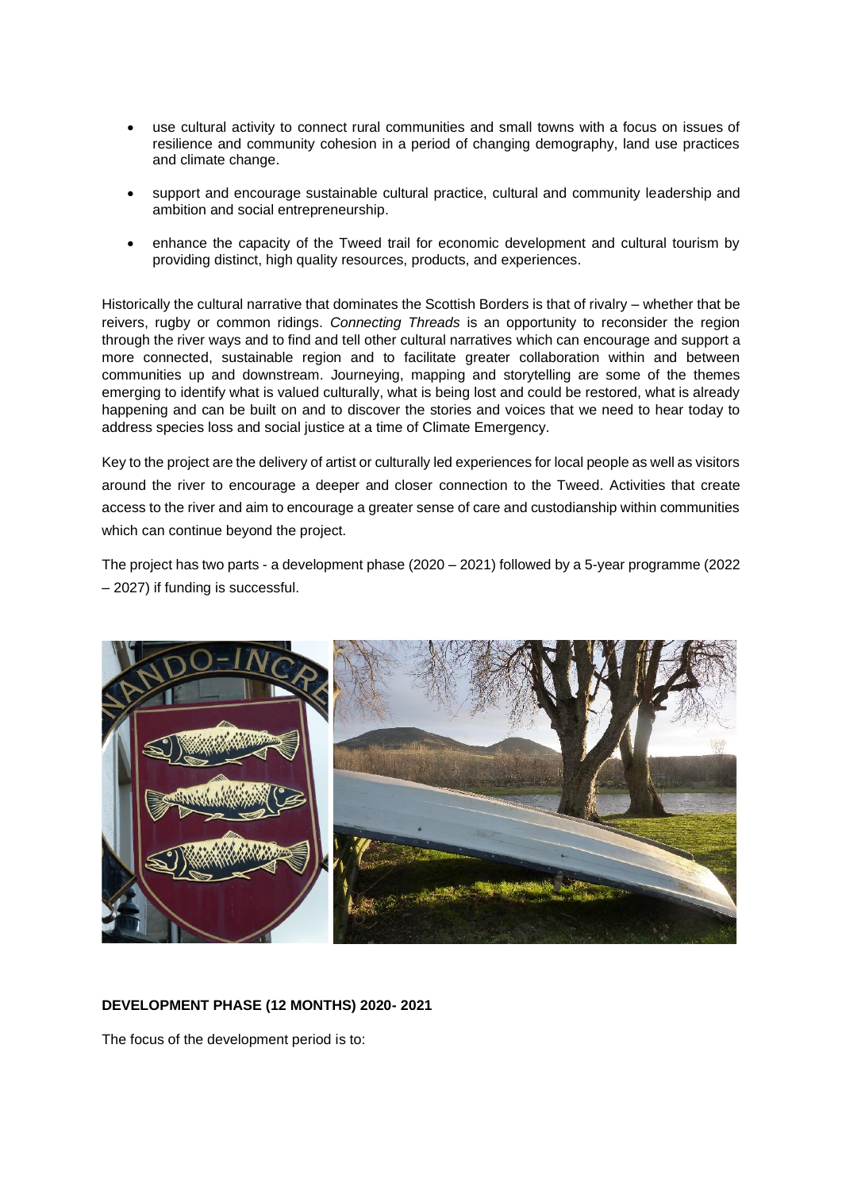- use cultural activity to connect rural communities and small towns with a focus on issues of resilience and community cohesion in a period of changing demography, land use practices and climate change.
- support and encourage sustainable cultural practice, cultural and community leadership and ambition and social entrepreneurship.
- enhance the capacity of the Tweed trail for economic development and cultural tourism by providing distinct, high quality resources, products, and experiences.

Historically the cultural narrative that dominates the Scottish Borders is that of rivalry – whether that be reivers, rugby or common ridings. *Connecting Threads* is an opportunity to reconsider the region through the river ways and to find and tell other cultural narratives which can encourage and support a more connected, sustainable region and to facilitate greater collaboration within and between communities up and downstream. Journeying, mapping and storytelling are some of the themes emerging to identify what is valued culturally, what is being lost and could be restored, what is already happening and can be built on and to discover the stories and voices that we need to hear today to address species loss and social justice at a time of Climate Emergency.

Key to the project are the delivery of artist or culturally led experiences for local people as well as visitors around the river to encourage a deeper and closer connection to the Tweed. Activities that create access to the river and aim to encourage a greater sense of care and custodianship within communities which can continue beyond the project.

The project has two parts - a development phase (2020 – 2021) followed by a 5-year programme (2022 – 2027) if funding is successful.

**DEVELOPMENT PHASE (12 MONTHS) 2020- 2021**

The focus of the development period is to: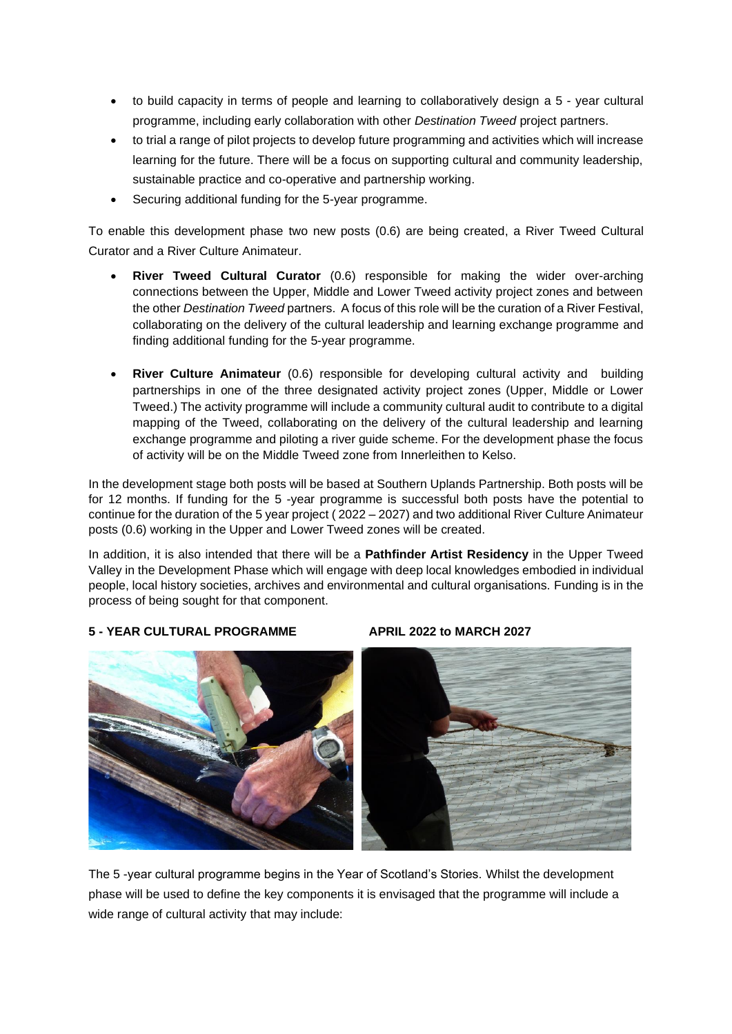- to build capacity in terms of people and learning to collaboratively design a 5 - year cultural programme, including early collaboration with other *Destination Tweed* project partners.
- to trial a range of pilot projects to develop future programming and activities which will increase learning for the future. There will be a focus on supporting cultural and community leadership, sustainable practice and co-operative and partnership working.
- Securing additional funding for the 5-year programme.

To enable this development phase two new posts (0.6) are being created, a River Tweed Cultural Curator and a River Culture Animateur.

- **River Tweed Cultural Curator** (0.6) responsible for making the wider over-arching connections between the Upper, Middle and Lower Tweed activity project zones and between the other *Destination Tweed* partners. A focus of this role will be the curation of a River Festival, collaborating on the delivery of the cultural leadership and learning exchange programme and finding additional funding for the 5-year programme.

- **River Culture Animateur** (0.6) responsible for developing cultural activity and building partnerships in one of the three designated activity project zones (Upper, Middle or Lower Tweed.) The activity programme will include a community cultural audit to contribute to a digital mapping of the Tweed, collaborating on the delivery of the cultural leadership and learning exchange programme and piloting a river guide scheme. For the development phase the focus of activity will be on the Middle Tweed zone from Innerleithen to Kelso.

In the development stage both posts will be based at Southern Uplands Partnership. Both posts will be for 12 months. If funding for the 5 -year programme is successful both posts have the potential to continue for the duration of the 5 year project ( 2022 – 2027) and two additional River Culture Animateur posts (0.6) working in the Upper and Lower Tweed zones will be created.

In addition, it is also intended that there will be a **Pathfinder Artist Residency** in the Upper Tweed Valley in the Development Phase which will engage with deep local knowledges embodied in individual people, local history societies, archives and environmental and cultural organisations. Funding is in the process of being sought for that component.

**5 - YEAR CULTURAL PROGRAMME APRIL 2022 to MARCH 2027**

The 5 -year cultural programme begins in the Year of Scotland's Stories. Whilst the development phase will be used to define the key components it is envisaged that the programme will include a wide range of cultural activity that may include: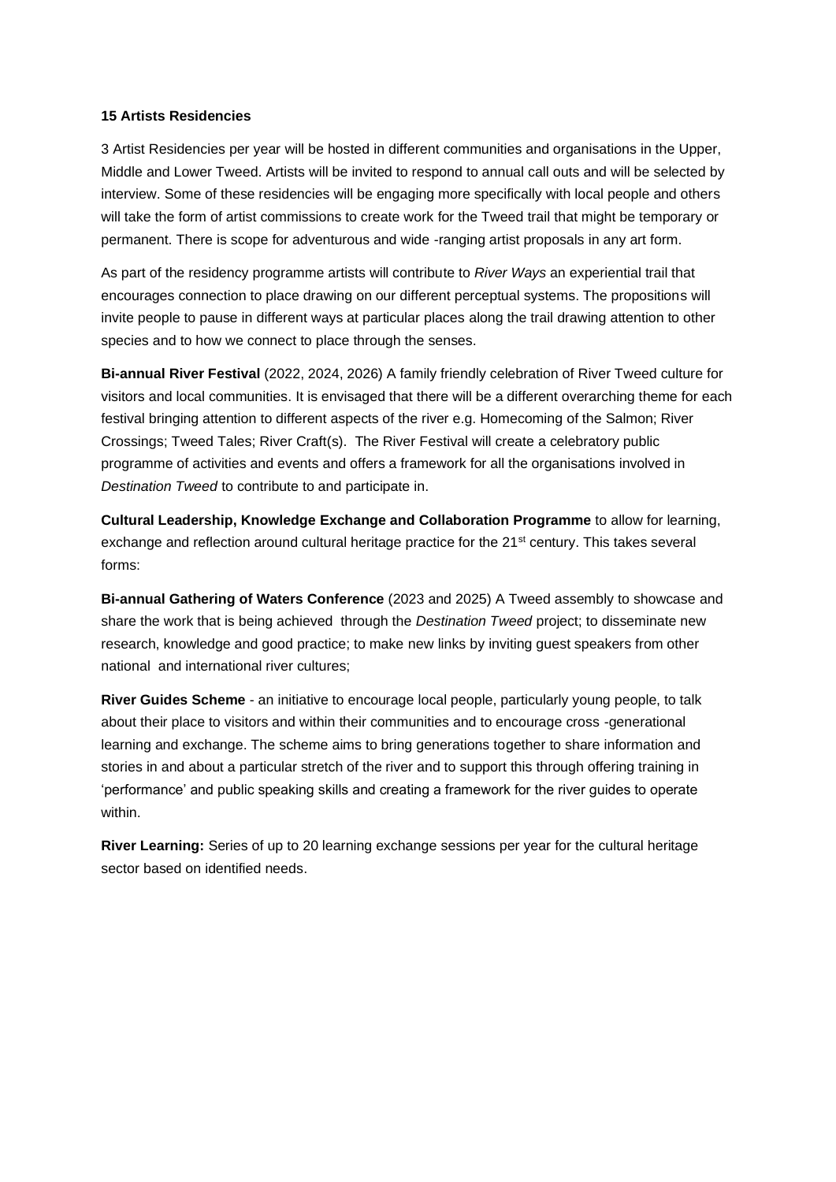**15 Artists Residencies**

3 Artist Residencies per year will be hosted in different communities and organisations in the Upper, Middle and Lower Tweed. Artists will be invited to respond to annual call outs and will be selected by interview. Some of these residencies will be engaging more specifically with local people and others will take the form of artist commissions to create work for the Tweed trail that might be temporary or permanent. There is scope for adventurous and wide -ranging artist proposals in any art form.

As part of the residency programme artists will contribute to *River Ways* an experiential trail that encourages connection to place drawing on our different perceptual systems. The propositions will invite people to pause in different ways at particular places along the trail drawing attention to other species and to how we connect to place through the senses.

**Bi-annual River Festival** (2022, 2024, 2026) A family friendly celebration of River Tweed culture for visitors and local communities. It is envisaged that there will be a different overarching theme for each festival bringing attention to different aspects of the river e.g. Homecoming of the Salmon; River Crossings; Tweed Tales; River Craft(s). The River Festival will create a celebratory public programme of activities and events and offers a framework for all the organisations involved in *Destination Tweed* to contribute to and participate in.

**Cultural Leadership, Knowledge Exchange and Collaboration Programme** to allow for learning, exchange and reflection around cultural heritage practice for the 21st century. This takes several forms:

**Bi-annual Gathering of Waters Conference** (2023 and 2025) A Tweed assembly to showcase and share the work that is being achieved through the *Destination Tweed* project; to disseminate new research, knowledge and good practice; to make new links by inviting guest speakers from other national and international river cultures;

**River Guides Scheme** - an initiative to encourage local people, particularly young people, to talk about their place to visitors and within their communities and to encourage cross -generational learning and exchange. The scheme aims to bring generations together to share information and stories in and about a particular stretch of the river and to support this through offering training in 'performance' and public speaking skills and creating a framework for the river guides to operate within.

**River Learning:** Series of up to 20 learning exchange sessions per year for the cultural heritage sector based on identified needs.